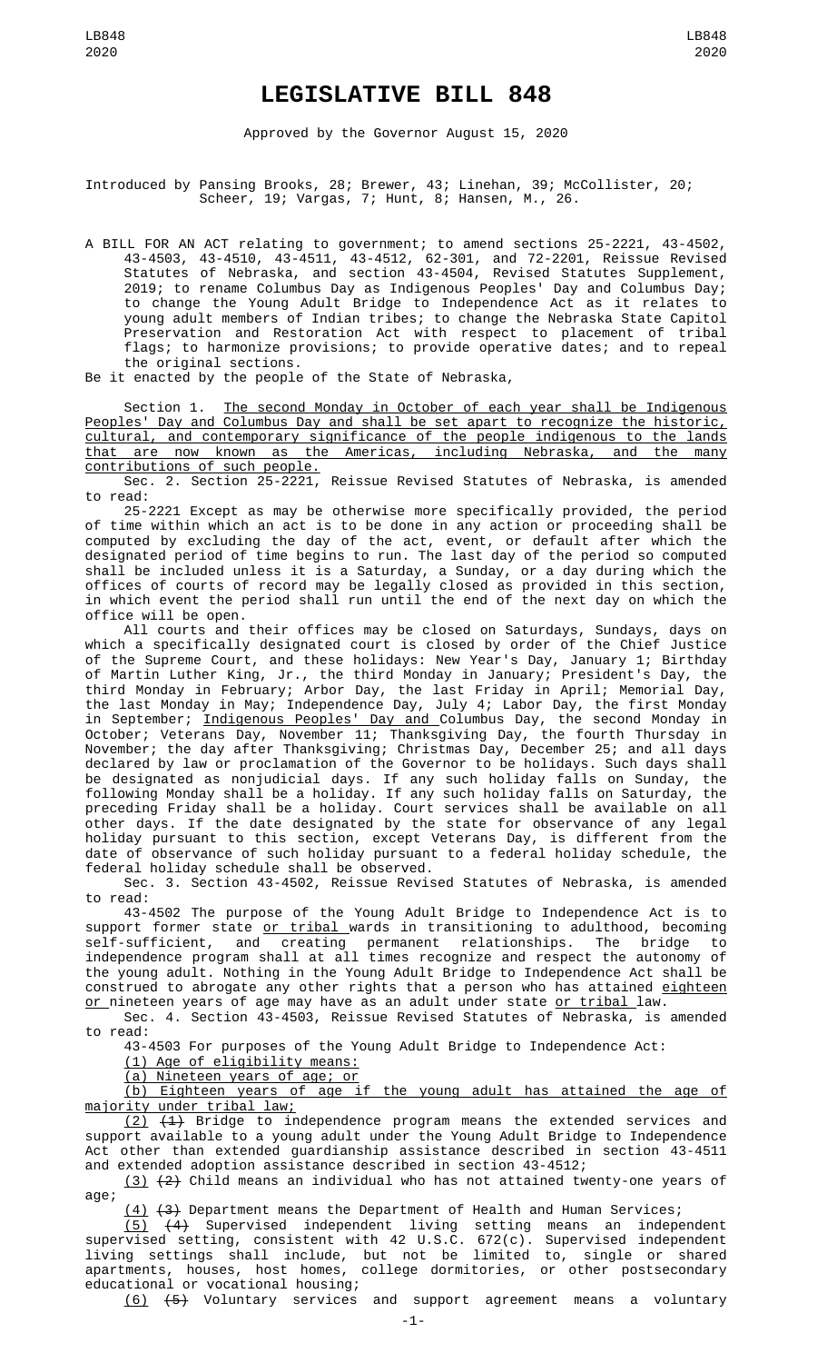# LEGISLATIVE BILL 848

Approved by the Governor August 15, 2020

Introduced by Pansing Brooks, 28; Brewer, 43; Linehan, 39; McCollister, 20; Scheer, 19; Vargas, 7; Hunt, 8; Hansen, M., 26.

A BILL FOR AN ACT relating to government; to amend sections 25-2221, 43-4502, 43-4503, 43-4510, 43-4511, 43-4512, 62-301, and 72-2201, Reissue Revised Statutes of Nebraska, and section 43-4504, Revised Statutes Supplement, 2019; to rename Columbus Day as Indigenous Peoples' Day and Columbus Day; to change the Young Adult Bridge to Independence Act as it relates to young adult members of Indian tribes; to change the Nebraska State Capitol Preservation and Restoration Act with respect to placement of tribal flags; to harmonize provisions; to provide operative dates; and to repeal the original sections.

Be it enacted by the people of the State of Nebraska,

Section 1. The second Monday in October of each year shall be Indigenous Peoples' Day and Columbus Day and shall be set apart to recognize the historic, cultural, and contemporary significance of the people indigenous to the lands that are now known as the Americas, including Nebraska, and the many contributions of such people.

Sec. 2. Section 25-2221, Reissue Revised Statutes of Nebraska, is amended to read:

25-2221 Except as may be otherwise more specifically provided, the period of time within which an act is to be done in any action or proceeding shall be computed by excluding the day of the act, event, or default after which the designated period of time begins to run. The last day of the period so computed shall be included unless it is a Saturday, a Sunday, or a day during which the offices of courts of record may be legally closed as provided in this section, in which event the period shall run until the end of the next day on which the office will be open.

All courts and their offices may be closed on Saturdays, Sundays, days on which a specifically designated court is closed by order of the Chief Justice of the Supreme Court, and these holidays: New Year's Day, January 1; Birthday of Martin Luther King, Jr., the third Monday in January; President's Day, the third Monday in February; Arbor Day, the last Friday in April; Memorial Day, the last Monday in May; Independence Day, July 4; Labor Day, the first Monday in September; Indigenous Peoples' Day and Columbus Day, the second Monday in October; Veterans Day, November 11; Thanksgiving Day, the fourth Thursday in November; the day after Thanksgiving; Christmas Day, December 25; and all days declared by law or proclamation of the Governor to be holidays. Such days shall be designated as nonjudicial days. If any such holiday falls on Sunday, the following Monday shall be a holiday. If any such holiday falls on Saturday, the preceding Friday shall be a holiday. Court services shall be available on all other days. If the date designated by the state for observance of any legal holiday pursuant to this section, except Veterans Day, is different from the date of observance of such holiday pursuant to a federal holiday schedule, the federal holiday schedule shall be observed.

Sec. 3. Section 43-4502, Reissue Revised Statutes of Nebraska, is amended to read:

43-4502 The purpose of the Young Adult Bridge to Independence Act is to support former state or tribal wards in transitioning to adulthood, becoming self-sufficient, and creating permanent relationships. The bridge to independence program shall at all times recognize and respect the autonomy of the young adult. Nothing in the Young Adult Bridge to Independence Act shall be construed to abrogate any other rights that a person who has attained eighteen or nineteen years of age may have as an adult under state or tribal law.

Sec. 4. Section 43-4503, Reissue Revised Statutes of Nebraska, is amended to read:

43-4503 For purposes of the Young Adult Bridge to Independence Act:

(1) Age of eligibility means:

(a) Nineteen years of age; or

(b) Eighteen years of age if the young adult has attained the age of majority under tribal law;

(2) ~~(1)~~ Bridge to independence program means the extended services and support available to a young adult under the Young Adult Bridge to Independence Act other than extended guardianship assistance described in section 43-4511 and extended adoption assistance described in section 43-4512;

(3) ~~(2)~~ Child means an individual who has not attained twenty-one years of age;

(4) ~~(3)~~ Department means the Department of Health and Human Services;

(5) ~~(4)~~ Supervised independent living setting means an independent supervised setting, consistent with 42 U.S.C. 672(c). Supervised independent living settings shall include, but not be limited to, single or shared apartments, houses, host homes, college dormitories, or other postsecondary educational or vocational housing;

(6) ~~(5)~~ Voluntary services and support agreement means a voluntary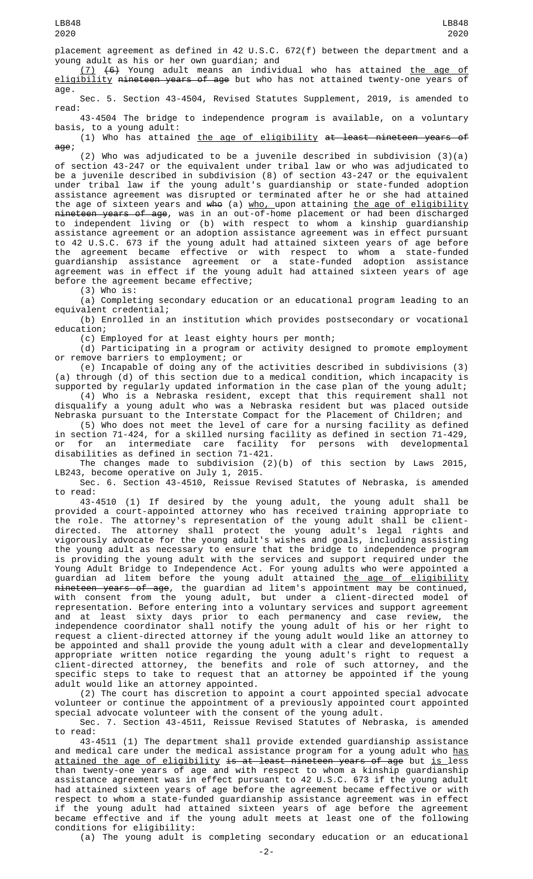placement agreement as defined in 42 U.S.C. 672(f) between the department and a young adult as his or her own guardian; and

(7) ~~(6)~~ Young adult means an individual who has attained the age of eligibility ~~nineteen years of age~~ but who has not attained twenty-one years of age.

Sec. 5. Section 43-4504, Revised Statutes Supplement, 2019, is amended to read:

43-4504 The bridge to independence program is available, on a voluntary basis, to a young adult:

(1) Who has attained the age of eligibility ~~at least nineteen years of age~~;

(2) Who was adjudicated to be a juvenile described in subdivision (3)(a) of section 43-247 or the equivalent under tribal law or who was adjudicated to be a juvenile described in subdivision (8) of section 43-247 or the equivalent under tribal law if the young adult's guardianship or state-funded adoption assistance agreement was disrupted or terminated after he or she had attained the age of sixteen years and ~~who~~ (a) who, upon attaining the age of eligibility ~~nineteen years of age~~, was in an out-of-home placement or had been discharged to independent living or (b) with respect to whom a kinship guardianship assistance agreement or an adoption assistance agreement was in effect pursuant to 42 U.S.C. 673 if the young adult had attained sixteen years of age before the agreement became effective or with respect to whom a state-funded guardianship assistance agreement or a state-funded adoption assistance agreement was in effect if the young adult had attained sixteen years of age before the agreement became effective;

(3) Who is:

(a) Completing secondary education or an educational program leading to an equivalent credential;

(b) Enrolled in an institution which provides postsecondary or vocational education;

(c) Employed for at least eighty hours per month;

(d) Participating in a program or activity designed to promote employment or remove barriers to employment; or

(e) Incapable of doing any of the activities described in subdivisions (3)(a) through (d) of this section due to a medical condition, which incapacity is supported by regularly updated information in the case plan of the young adult;

(4) Who is a Nebraska resident, except that this requirement shall not disqualify a young adult who was a Nebraska resident but was placed outside Nebraska pursuant to the Interstate Compact for the Placement of Children; and

(5) Who does not meet the level of care for a nursing facility as defined in section 71-424, for a skilled nursing facility as defined in section 71-429, or for an intermediate care facility for persons with developmental disabilities as defined in section 71-421.

The changes made to subdivision (2)(b) of this section by Laws 2015, LB243, become operative on July 1, 2015.

Sec. 6. Section 43-4510, Reissue Revised Statutes of Nebraska, is amended to read:

43-4510 (1) If desired by the young adult, the young adult shall be provided a court-appointed attorney who has received training appropriate to the role. The attorney's representation of the young adult shall be client-directed. The attorney shall protect the young adult's legal rights and vigorously advocate for the young adult's wishes and goals, including assisting the young adult as necessary to ensure that the bridge to independence program is providing the young adult with the services and support required under the Young Adult Bridge to Independence Act. For young adults who were appointed a guardian ad litem before the young adult attained the age of eligibility ~~nineteen years of age~~, the guardian ad litem's appointment may be continued, with consent from the young adult, but under a client-directed model of representation. Before entering into a voluntary services and support agreement and at least sixty days prior to each permanency and case review, the independence coordinator shall notify the young adult of his or her right to request a client-directed attorney if the young adult would like an attorney to be appointed and shall provide the young adult with a clear and developmentally appropriate written notice regarding the young adult's right to request a client-directed attorney, the benefits and role of such attorney, and the specific steps to take to request that an attorney be appointed if the young adult would like an attorney appointed.

(2) The court has discretion to appoint a court appointed special advocate volunteer or continue the appointment of a previously appointed court appointed special advocate volunteer with the consent of the young adult.

Sec. 7. Section 43-4511, Reissue Revised Statutes of Nebraska, is amended to read:

43-4511 (1) The department shall provide extended guardianship assistance and medical care under the medical assistance program for a young adult who has attained the age of eligibility ~~is at least nineteen years of age~~ but is less than twenty-one years of age and with respect to whom a kinship guardianship assistance agreement was in effect pursuant to 42 U.S.C. 673 if the young adult had attained sixteen years of age before the agreement became effective or with respect to whom a state-funded guardianship assistance agreement was in effect if the young adult had attained sixteen years of age before the agreement became effective and if the young adult meets at least one of the following conditions for eligibility:

(a) The young adult is completing secondary education or an educational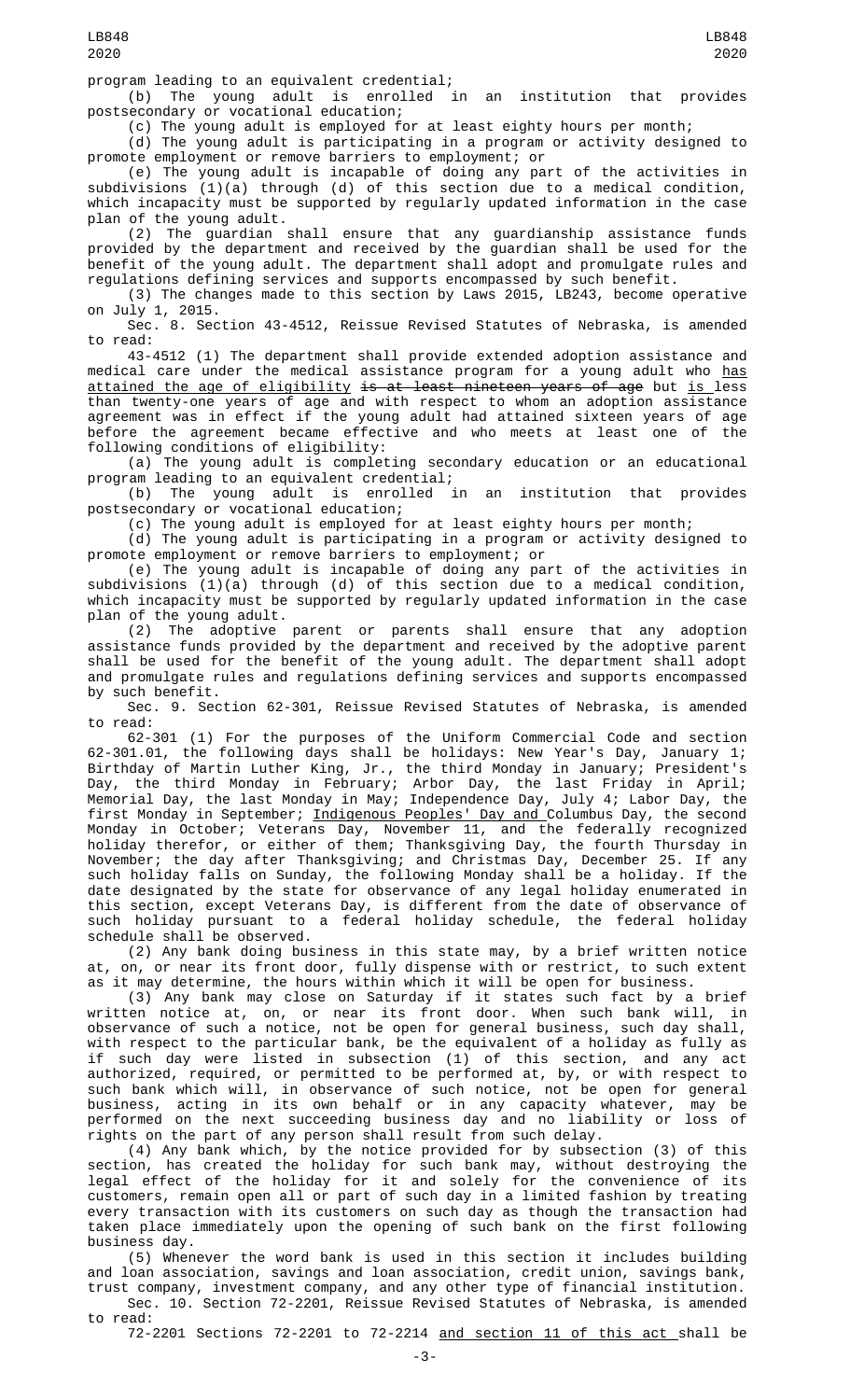program leading to an equivalent credential;

(b) The young adult is enrolled in an institution that provides postsecondary or vocational education;

(c) The young adult is employed for at least eighty hours per month;

(d) The young adult is participating in a program or activity designed to promote employment or remove barriers to employment; or

(e) The young adult is incapable of doing any part of the activities in subdivisions (1)(a) through (d) of this section due to a medical condition, which incapacity must be supported by regularly updated information in the case plan of the young adult.

(2) The guardian shall ensure that any guardianship assistance funds provided by the department and received by the guardian shall be used for the benefit of the young adult. The department shall adopt and promulgate rules and regulations defining services and supports encompassed by such benefit.

(3) The changes made to this section by Laws 2015, LB243, become operative on July 1, 2015.

Sec. 8. Section 43-4512, Reissue Revised Statutes of Nebraska, is amended to read:

43-4512 (1) The department shall provide extended adoption assistance and medical care under the medical assistance program for a young adult who has attained the age of eligibility ~~is at least nineteen years of age~~ but is less than twenty-one years of age and with respect to whom an adoption assistance agreement was in effect if the young adult had attained sixteen years of age before the agreement became effective and who meets at least one of the following conditions of eligibility:

(a) The young adult is completing secondary education or an educational program leading to an equivalent credential;

(b) The young adult is enrolled in an institution that provides postsecondary or vocational education;

(c) The young adult is employed for at least eighty hours per month;

(d) The young adult is participating in a program or activity designed to promote employment or remove barriers to employment; or

(e) The young adult is incapable of doing any part of the activities in subdivisions (1)(a) through (d) of this section due to a medical condition, which incapacity must be supported by regularly updated information in the case plan of the young adult.

(2) The adoptive parent or parents shall ensure that any adoption assistance funds provided by the department and received by the adoptive parent shall be used for the benefit of the young adult. The department shall adopt and promulgate rules and regulations defining services and supports encompassed by such benefit.

Sec. 9. Section 62-301, Reissue Revised Statutes of Nebraska, is amended to read:

62-301 (1) For the purposes of the Uniform Commercial Code and section 62-301.01, the following days shall be holidays: New Year's Day, January 1; Birthday of Martin Luther King, Jr., the third Monday in January; President's Day, the third Monday in February; Arbor Day, the last Friday in April; Memorial Day, the last Monday in May; Independence Day, July 4; Labor Day, the first Monday in September; Indigenous Peoples' Day and Columbus Day, the second Monday in October; Veterans Day, November 11, and the federally recognized holiday therefor, or either of them; Thanksgiving Day, the fourth Thursday in November; the day after Thanksgiving; and Christmas Day, December 25. If any such holiday falls on Sunday, the following Monday shall be a holiday. If the date designated by the state for observance of any legal holiday enumerated in this section, except Veterans Day, is different from the date of observance of such holiday pursuant to a federal holiday schedule, the federal holiday schedule shall be observed.

(2) Any bank doing business in this state may, by a brief written notice at, on, or near its front door, fully dispense with or restrict, to such extent as it may determine, the hours within which it will be open for business.

(3) Any bank may close on Saturday if it states such fact by a brief written notice at, on, or near its front door. When such bank will, in observance of such a notice, not be open for general business, such day shall, with respect to the particular bank, be the equivalent of a holiday as fully as if such day were listed in subsection (1) of this section, and any act authorized, required, or permitted to be performed at, by, or with respect to such bank which will, in observance of such notice, not be open for general business, acting in its own behalf or in any capacity whatever, may be performed on the next succeeding business day and no liability or loss of rights on the part of any person shall result from such delay.

(4) Any bank which, by the notice provided for by subsection (3) of this section, has created the holiday for such bank may, without destroying the legal effect of the holiday for it and solely for the convenience of its customers, remain open all or part of such day in a limited fashion by treating every transaction with its customers on such day as though the transaction had taken place immediately upon the opening of such bank on the first following business day.

(5) Whenever the word bank is used in this section it includes building and loan association, savings and loan association, credit union, savings bank, trust company, investment company, and any other type of financial institution.

Sec. 10. Section 72-2201, Reissue Revised Statutes of Nebraska, is amended to read:

72-2201 Sections 72-2201 to 72-2214 and section 11 of this act shall be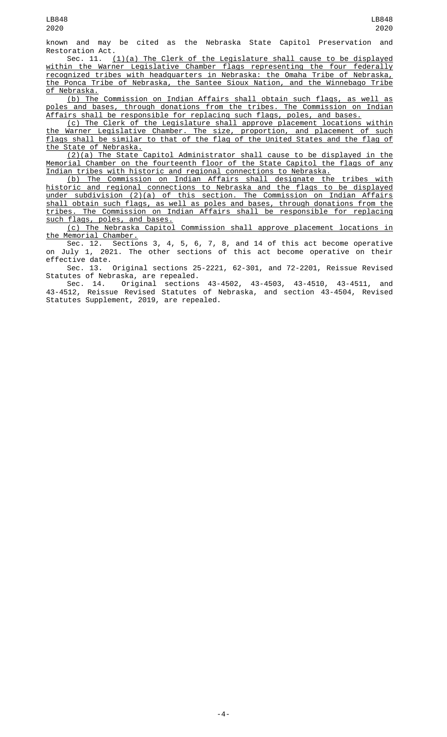known and may be cited as the Nebraska State Capitol Preservation and Restoration Act.

Sec. 11. (1)(a) The Clerk of the Legislature shall cause to be displayed within the Warner Legislative Chamber flags representing the four federally recognized tribes with headquarters in Nebraska: the Omaha Tribe of Nebraska, the Ponca Tribe of Nebraska, the Santee Sioux Nation, and the Winnebago Tribe of Nebraska.

(b) The Commission on Indian Affairs shall obtain such flags, as well as poles and bases, through donations from the tribes. The Commission on Indian Affairs shall be responsible for replacing such flags, poles, and bases.

(c) The Clerk of the Legislature shall approve placement locations within the Warner Legislative Chamber. The size, proportion, and placement of such flags shall be similar to that of the flag of the United States and the flag of the State of Nebraska.

(2)(a) The State Capitol Administrator shall cause to be displayed in the Memorial Chamber on the fourteenth floor of the State Capitol the flags of any Indian tribes with historic and regional connections to Nebraska.

(b) The Commission on Indian Affairs shall designate the tribes with historic and regional connections to Nebraska and the flags to be displayed under subdivision (2)(a) of this section. The Commission on Indian Affairs shall obtain such flags, as well as poles and bases, through donations from the tribes. The Commission on Indian Affairs shall be responsible for replacing such flags, poles, and bases.

(c) The Nebraska Capitol Commission shall approve placement locations in the Memorial Chamber.

Sec. 12. Sections 3, 4, 5, 6, 7, 8, and 14 of this act become operative on July 1, 2021. The other sections of this act become operative on their effective date.

Sec. 13. Original sections 25-2221, 62-301, and 72-2201, Reissue Revised Statutes of Nebraska, are repealed.

Sec. 14. Original sections 43-4502, 43-4503, 43-4510, 43-4511, and 43-4512, Reissue Revised Statutes of Nebraska, and section 43-4504, Revised Statutes Supplement, 2019, are repealed.